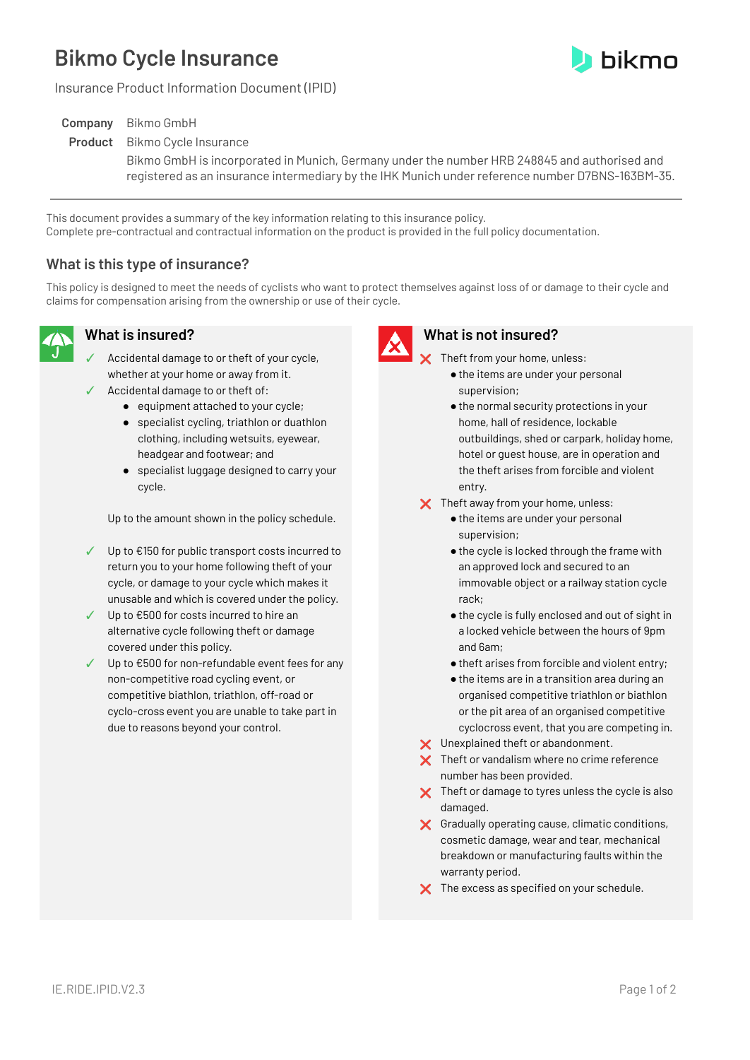# Bikmo Cycle Insurance

Insurance Product Information Document (IPID)

**Company** Bikmo GmbH

**Product** Bikmo Cycle Insurance

Bikmo GmbH is incorporated in Munich, Germany under the number HRB 248845 and authorised and registered as an insurance intermediary by the IHK Munich under reference number D7BNS-163BM-35.

---

This document provides a summary of the key information relating to this insurance policy.
Complete pre-contractual and contractual information on the product is provided in the full policy documentation.

## What is this type of insurance?

This policy is designed to meet the needs of cyclists who want to protect themselves against loss of or damage to their cycle and claims for compensation arising from the ownership or use of their cycle.

## What is insured?

- ✓ Accidental damage to or theft of your cycle, whether at your home or away from it.
- ✓ Accidental damage to or theft of:
  - equipment attached to your cycle;
  - specialist cycling, triathlon or duathlon clothing, including wetsuits, eyewear, headgear and footwear; and
  - specialist luggage designed to carry your cycle.

  Up to the amount shown in the policy schedule.

- ✓ Up to €150 for public transport costs incurred to return you to your home following theft of your cycle, or damage to your cycle which makes it unusable and which is covered under the policy.
- ✓ Up to €500 for costs incurred to hire an alternative cycle following theft or damage covered under this policy.
- ✓ Up to €500 for non-refundable event fees for any non-competitive road cycling event, or competitive biathlon, triathlon, off-road or cyclo-cross event you are unable to take part in due to reasons beyond your control.

## What is not insured?

- ✗ Theft from your home, unless:
  - the items are under your personal supervision;
  - the normal security protections in your home, hall of residence, lockable outbuildings, shed or carpark, holiday home, hotel or guest house, are in operation and the theft arises from forcible and violent entry.
- ✗ Theft away from your home, unless:
  - the items are under your personal supervision;
  - the cycle is locked through the frame with an approved lock and secured to an immovable object or a railway station cycle rack;
  - the cycle is fully enclosed and out of sight in a locked vehicle between the hours of 9pm and 6am;
  - theft arises from forcible and violent entry;
  - the items are in a transition area during an organised competitive triathlon or biathlon or the pit area of an organised competitive cyclocross event, that you are competing in.
- ✗ Unexplained theft or abandonment.
- ✗ Theft or vandalism where no crime reference number has been provided.
- ✗ Theft or damage to tyres unless the cycle is also damaged.
- ✗ Gradually operating cause, climatic conditions, cosmetic damage, wear and tear, mechanical breakdown or manufacturing faults within the warranty period.
- ✗ The excess as specified on your schedule.

IE.RIDE.IPID.V2.3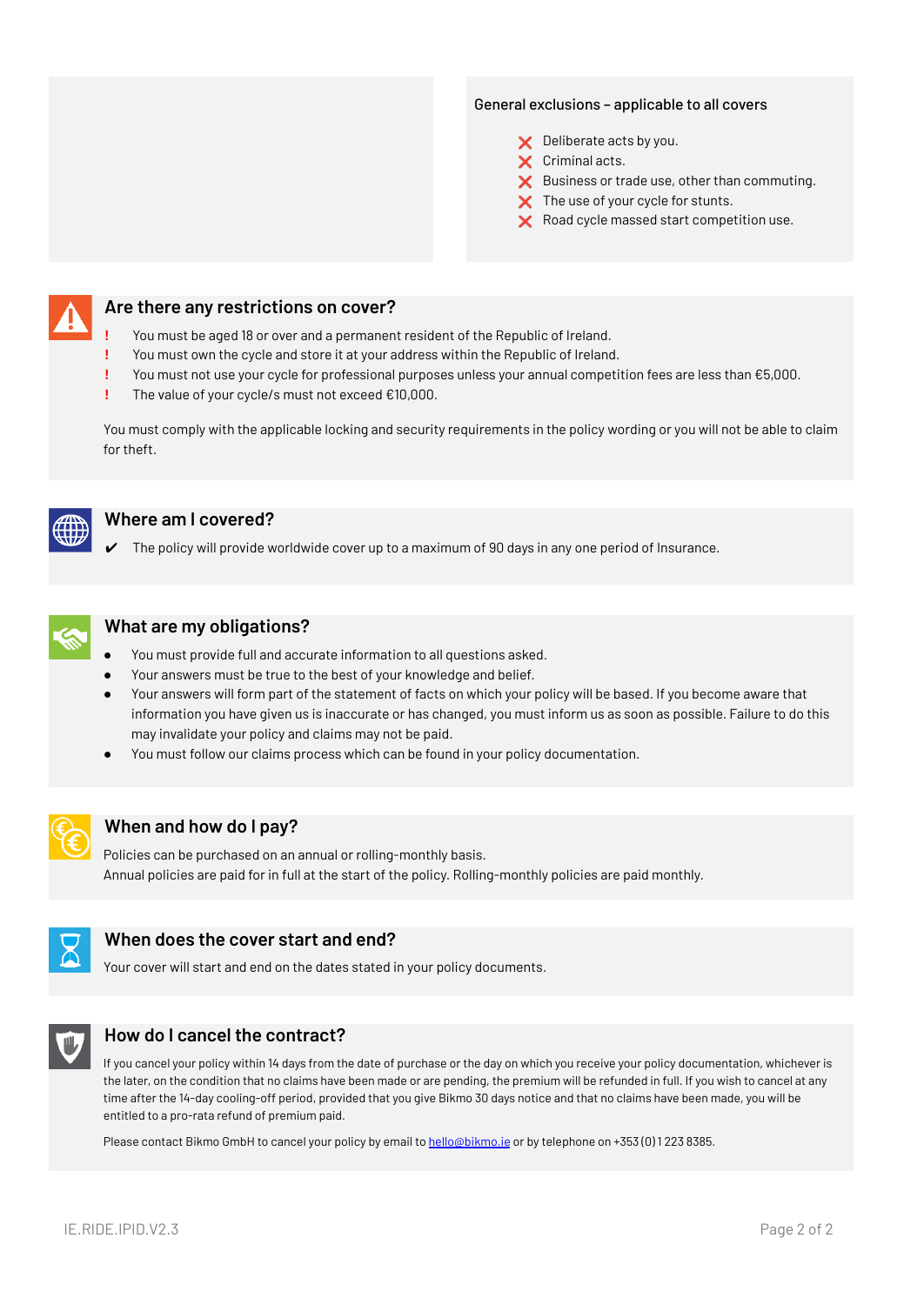### General exclusions – applicable to all covers

- ✗ Deliberate acts by you.
- ✗ Criminal acts.
- ✗ Business or trade use, other than commuting.
- ✗ The use of your cycle for stunts.
- ✗ Road cycle massed start competition use.

## Are there any restrictions on cover?

- ! You must be aged 18 or over and a permanent resident of the Republic of Ireland.
- ! You must own the cycle and store it at your address within the Republic of Ireland.
- ! You must not use your cycle for professional purposes unless your annual competition fees are less than €5,000.
- ! The value of your cycle/s must not exceed €10,000.

You must comply with the applicable locking and security requirements in the policy wording or you will not be able to claim for theft.

## Where am I covered?

- ✔ The policy will provide worldwide cover up to a maximum of 90 days in any one period of Insurance.

## What are my obligations?

- You must provide full and accurate information to all questions asked.
- Your answers must be true to the best of your knowledge and belief.
- Your answers will form part of the statement of facts on which your policy will be based. If you become aware that information you have given us is inaccurate or has changed, you must inform us as soon as possible. Failure to do this may invalidate your policy and claims may not be paid.
- You must follow our claims process which can be found in your policy documentation.

## When and how do I pay?

Policies can be purchased on an annual or rolling-monthly basis.
Annual policies are paid for in full at the start of the policy. Rolling-monthly policies are paid monthly.

## When does the cover start and end?

Your cover will start and end on the dates stated in your policy documents.

## How do I cancel the contract?

If you cancel your policy within 14 days from the date of purchase or the day on which you receive your policy documentation, whichever is the later, on the condition that no claims have been made or are pending, the premium will be refunded in full. If you wish to cancel at any time after the 14-day cooling-off period, provided that you give Bikmo 30 days notice and that no claims have been made, you will be entitled to a pro-rata refund of premium paid.

Please contact Bikmo GmbH to cancel your policy by email to hello@bikmo.ie or by telephone on +353 (0) 1 223 8385.

IE.RIDE.IPID.V2.3